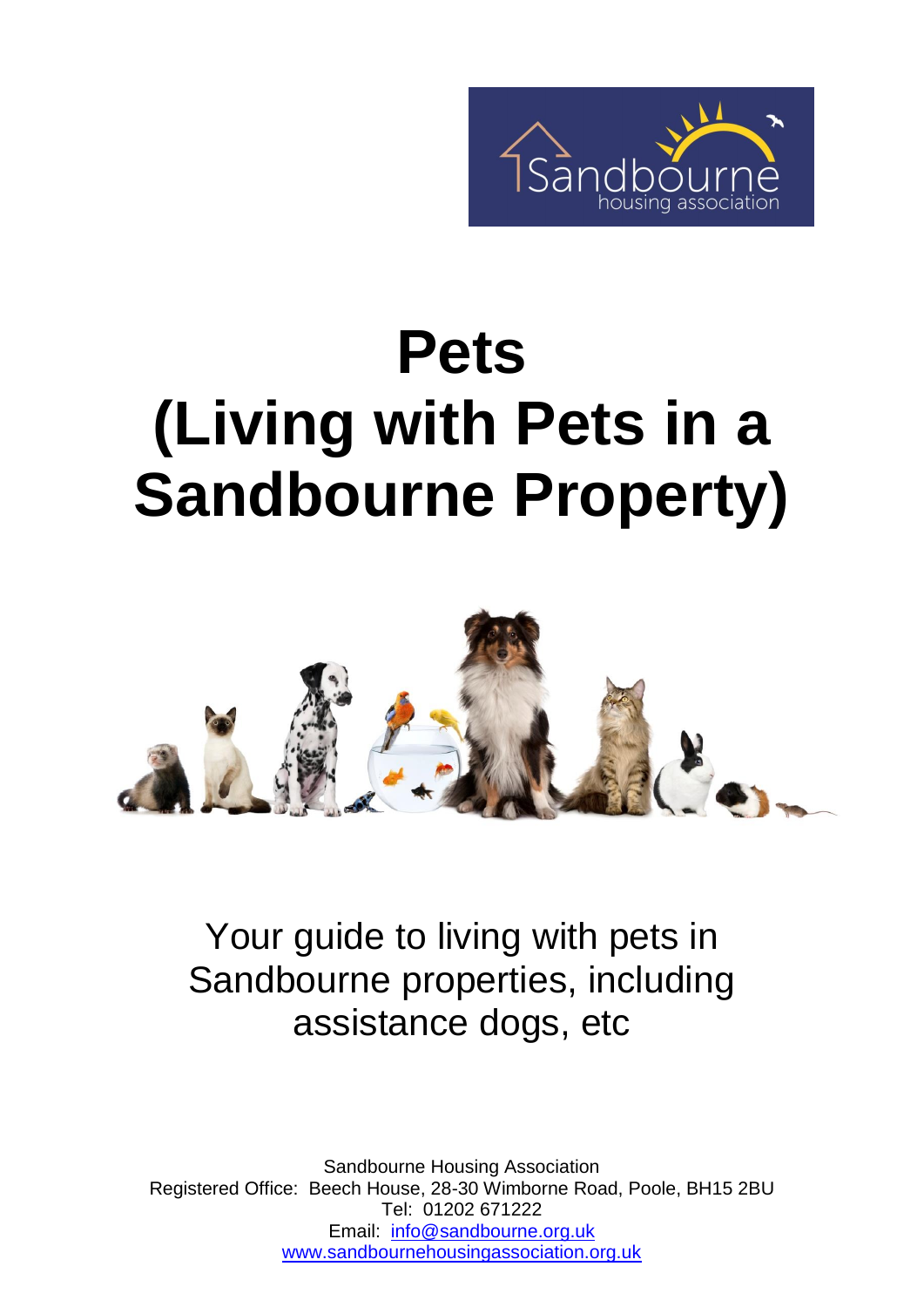# Pets
# (Living with Pets in a Sandbourne Property)

Your guide to living with pets in Sandbourne properties, including assistance dogs, etc

Sandbourne Housing Association
Registered Office: Beech House, 28-30 Wimborne Road, Poole, BH15 2BU
Tel: 01202 671222
Email: info@sandbourne.org.uk
www.sandbournehousingassociation.org.uk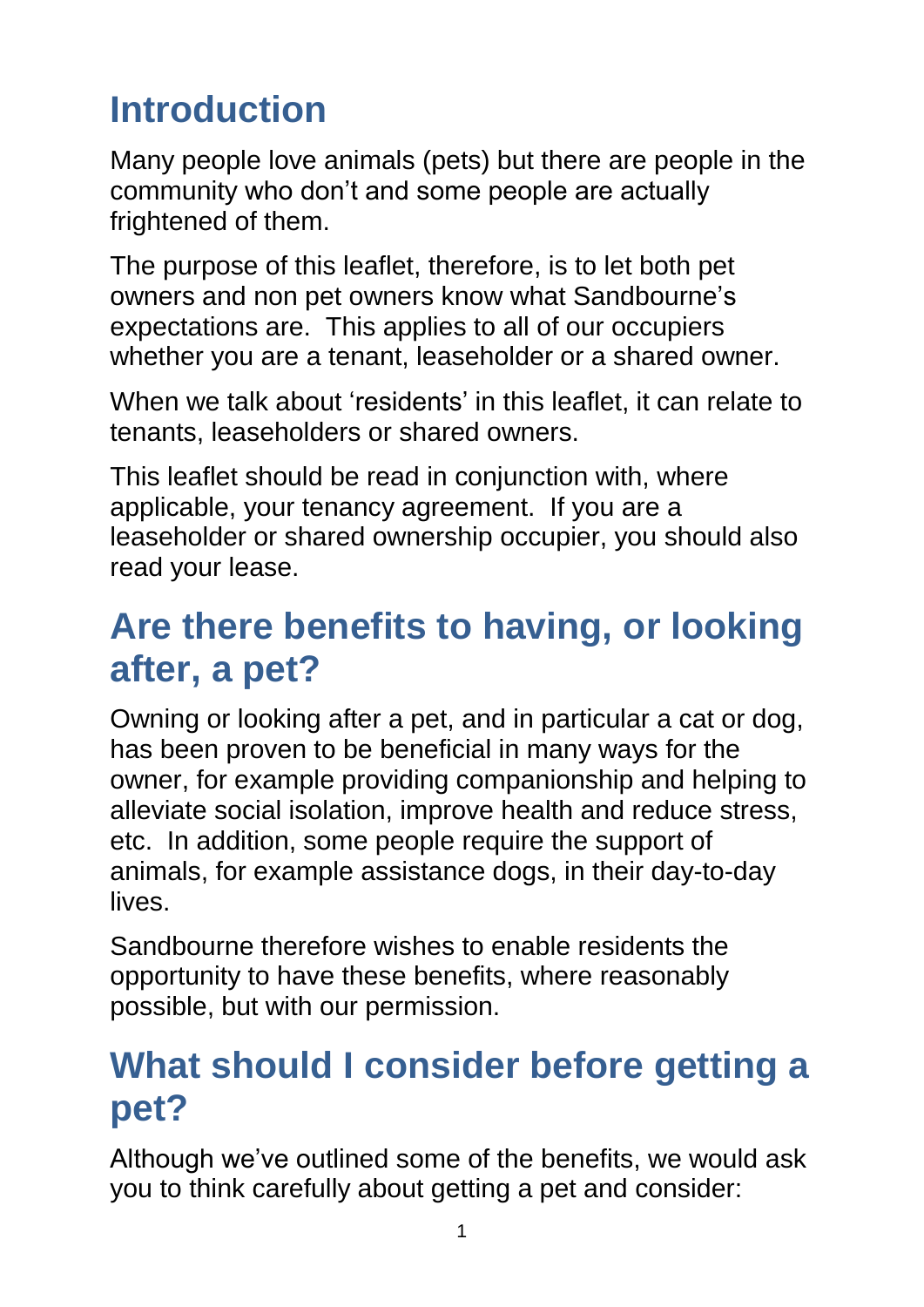# Introduction

Many people love animals (pets) but there are people in the community who don't and some people are actually frightened of them.

The purpose of this leaflet, therefore, is to let both pet owners and non pet owners know what Sandbourne's expectations are. This applies to all of our occupiers whether you are a tenant, leaseholder or a shared owner.

When we talk about 'residents' in this leaflet, it can relate to tenants, leaseholders or shared owners.

This leaflet should be read in conjunction with, where applicable, your tenancy agreement. If you are a leaseholder or shared ownership occupier, you should also read your lease.

# Are there benefits to having, or looking after, a pet?

Owning or looking after a pet, and in particular a cat or dog, has been proven to be beneficial in many ways for the owner, for example providing companionship and helping to alleviate social isolation, improve health and reduce stress, etc. In addition, some people require the support of animals, for example assistance dogs, in their day-to-day lives.

Sandbourne therefore wishes to enable residents the opportunity to have these benefits, where reasonably possible, but with our permission.

# What should I consider before getting a pet?

Although we've outlined some of the benefits, we would ask you to think carefully about getting a pet and consider: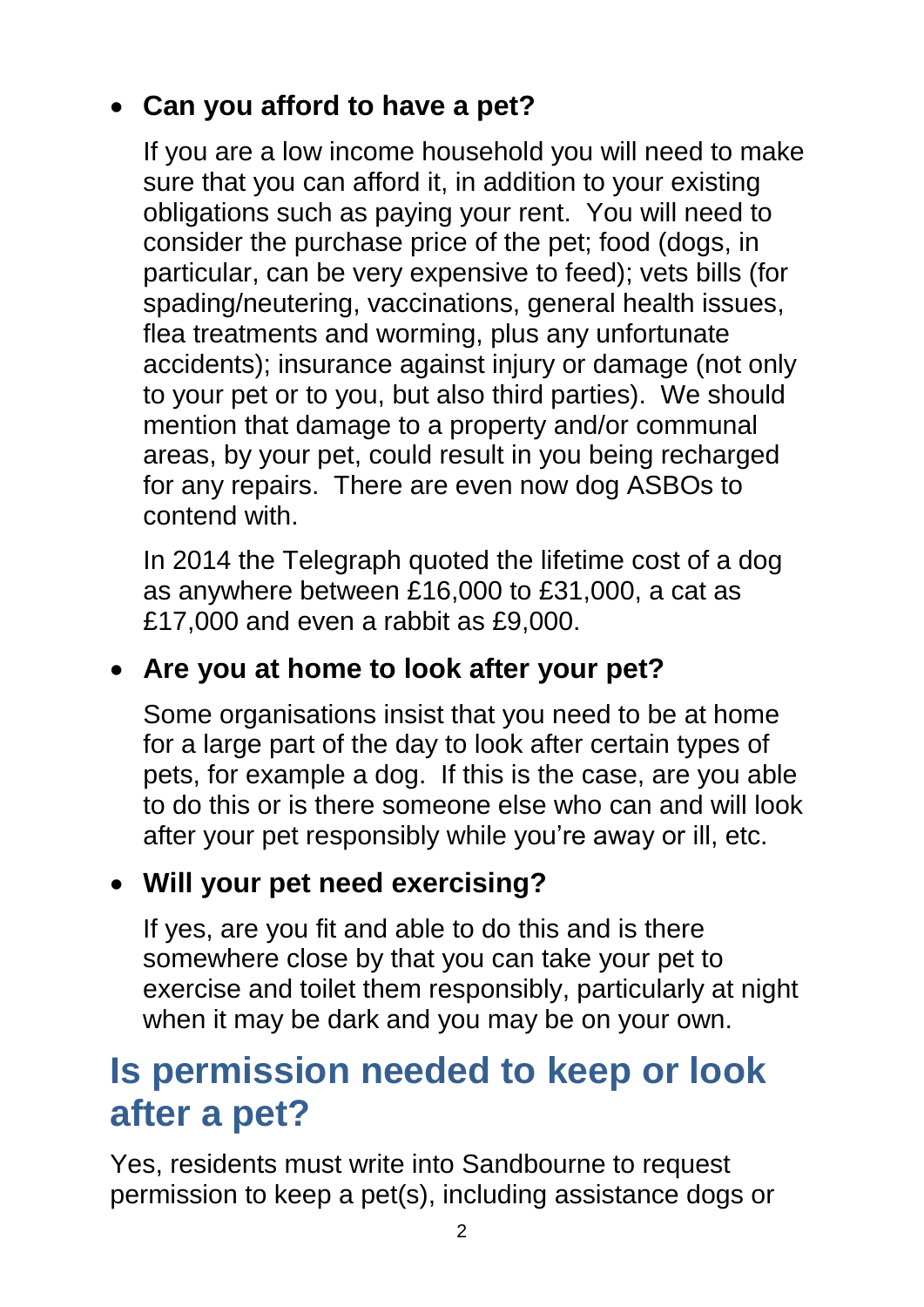- **Can you afford to have a pet?**

  If you are a low income household you will need to make sure that you can afford it, in addition to your existing obligations such as paying your rent. You will need to consider the purchase price of the pet; food (dogs, in particular, can be very expensive to feed); vets bills (for spading/neutering, vaccinations, general health issues, flea treatments and worming, plus any unfortunate accidents); insurance against injury or damage (not only to your pet or to you, but also third parties). We should mention that damage to a property and/or communal areas, by your pet, could result in you being recharged for any repairs. There are even now dog ASBOs to contend with.

  In 2014 the Telegraph quoted the lifetime cost of a dog as anywhere between £16,000 to £31,000, a cat as £17,000 and even a rabbit as £9,000.

- **Are you at home to look after your pet?**

  Some organisations insist that you need to be at home for a large part of the day to look after certain types of pets, for example a dog. If this is the case, are you able to do this or is there someone else who can and will look after your pet responsibly while you're away or ill, etc.

- **Will your pet need exercising?**

  If yes, are you fit and able to do this and is there somewhere close by that you can take your pet to exercise and toilet them responsibly, particularly at night when it may be dark and you may be on your own.

## Is permission needed to keep or look after a pet?

Yes, residents must write into Sandbourne to request permission to keep a pet(s), including assistance dogs or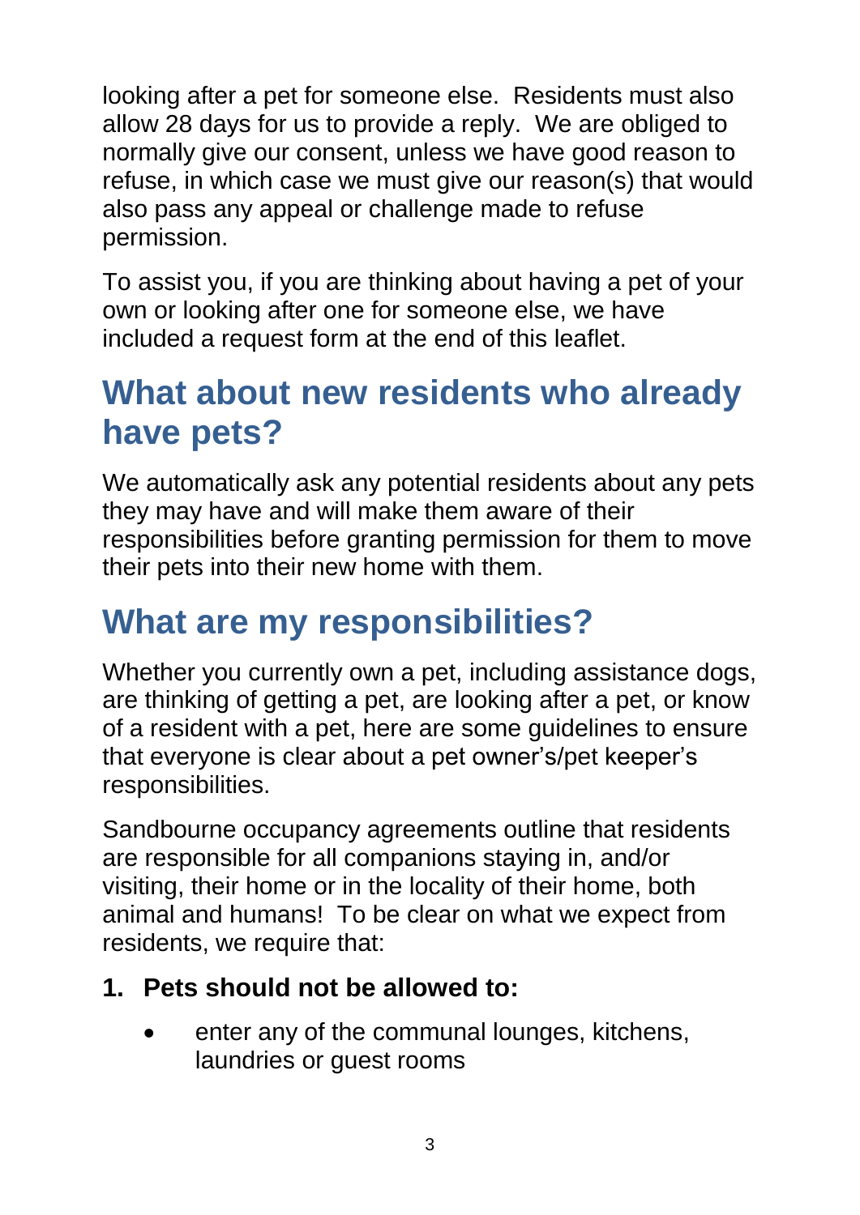looking after a pet for someone else. Residents must also allow 28 days for us to provide a reply. We are obliged to normally give our consent, unless we have good reason to refuse, in which case we must give our reason(s) that would also pass any appeal or challenge made to refuse permission.

To assist you, if you are thinking about having a pet of your own or looking after one for someone else, we have included a request form at the end of this leaflet.

## What about new residents who already have pets?

We automatically ask any potential residents about any pets they may have and will make them aware of their responsibilities before granting permission for them to move their pets into their new home with them.

## What are my responsibilities?

Whether you currently own a pet, including assistance dogs, are thinking of getting a pet, are looking after a pet, or know of a resident with a pet, here are some guidelines to ensure that everyone is clear about a pet owner's/pet keeper's responsibilities.

Sandbourne occupancy agreements outline that residents are responsible for all companions staying in, and/or visiting, their home or in the locality of their home, both animal and humans! To be clear on what we expect from residents, we require that:

1. **Pets should not be allowed to:**
   - enter any of the communal lounges, kitchens, laundries or guest rooms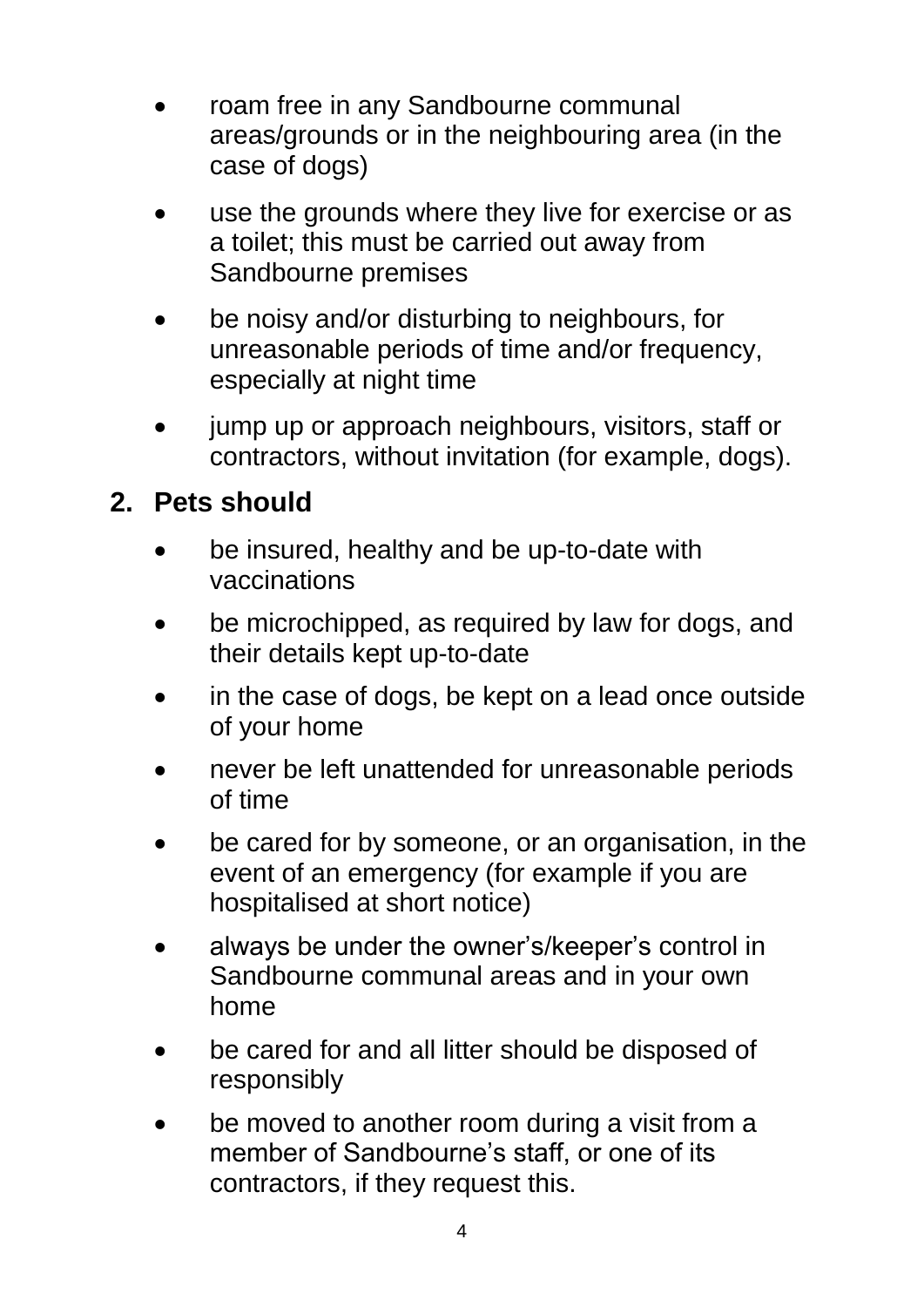- roam free in any Sandbourne communal areas/grounds or in the neighbouring area (in the case of dogs)
- use the grounds where they live for exercise or as a toilet; this must be carried out away from Sandbourne premises
- be noisy and/or disturbing to neighbours, for unreasonable periods of time and/or frequency, especially at night time
- jump up or approach neighbours, visitors, staff or contractors, without invitation (for example, dogs).

## 2. Pets should

- be insured, healthy and be up-to-date with vaccinations
- be microchipped, as required by law for dogs, and their details kept up-to-date
- in the case of dogs, be kept on a lead once outside of your home
- never be left unattended for unreasonable periods of time
- be cared for by someone, or an organisation, in the event of an emergency (for example if you are hospitalised at short notice)
- always be under the owner's/keeper's control in Sandbourne communal areas and in your own home
- be cared for and all litter should be disposed of responsibly
- be moved to another room during a visit from a member of Sandbourne's staff, or one of its contractors, if they request this.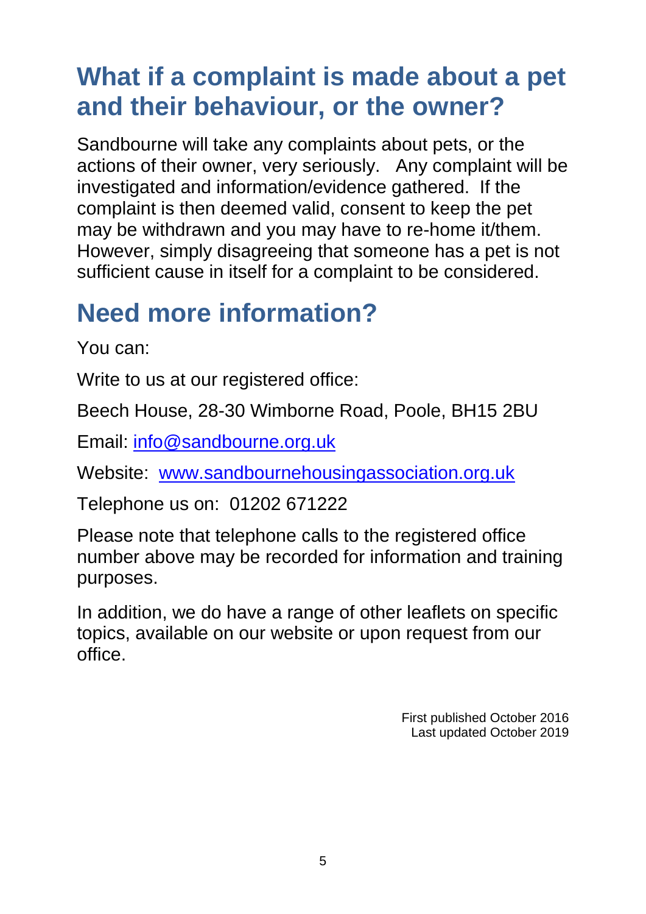## What if a complaint is made about a pet and their behaviour, or the owner?

Sandbourne will take any complaints about pets, or the actions of their owner, very seriously. Any complaint will be investigated and information/evidence gathered. If the complaint is then deemed valid, consent to keep the pet may be withdrawn and you may have to re-home it/them. However, simply disagreeing that someone has a pet is not sufficient cause in itself for a complaint to be considered.

## Need more information?

You can:

Write to us at our registered office:

Beech House, 28-30 Wimborne Road, Poole, BH15 2BU

Email: info@sandbourne.org.uk

Website: www.sandbournehousingassociation.org.uk

Telephone us on: 01202 671222

Please note that telephone calls to the registered office number above may be recorded for information and training purposes.

In addition, we do have a range of other leaflets on specific topics, available on our website or upon request from our office.

First published October 2016
Last updated October 2019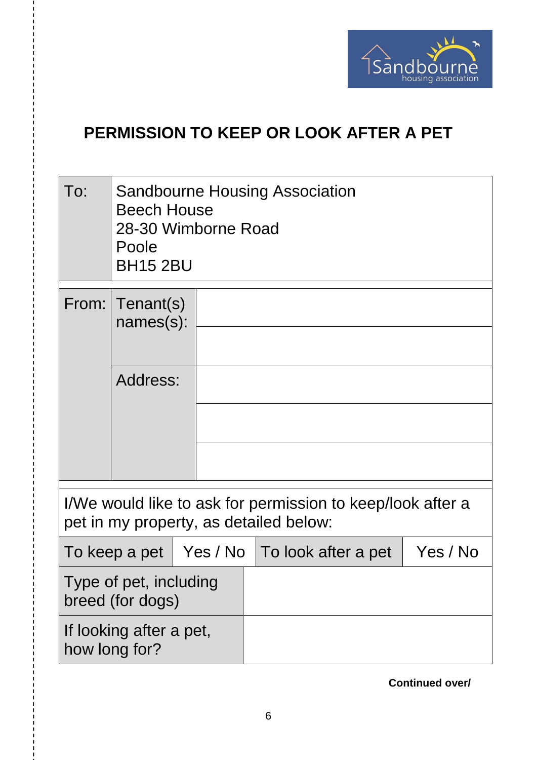# PERMISSION TO KEEP OR LOOK AFTER A PET

| | | |
|---|---|---|
| To: | Sandbourne Housing Association<br>Beech House<br>28-30 Wimborne Road<br>Poole<br>BH15 2BU | |
| From: | Tenant(s) names(s): | |
| | | |
| | Address: | |
| | | |
| | | |

I/We would like to ask for permission to keep/look after a pet in my property, as detailed below:

| To keep a pet | Yes / No | To look after a pet | Yes / No |
|---|---|---|---|
| Type of pet, including breed (for dogs) | | | |
| If looking after a pet, how long for? | | | |

**Continued over/**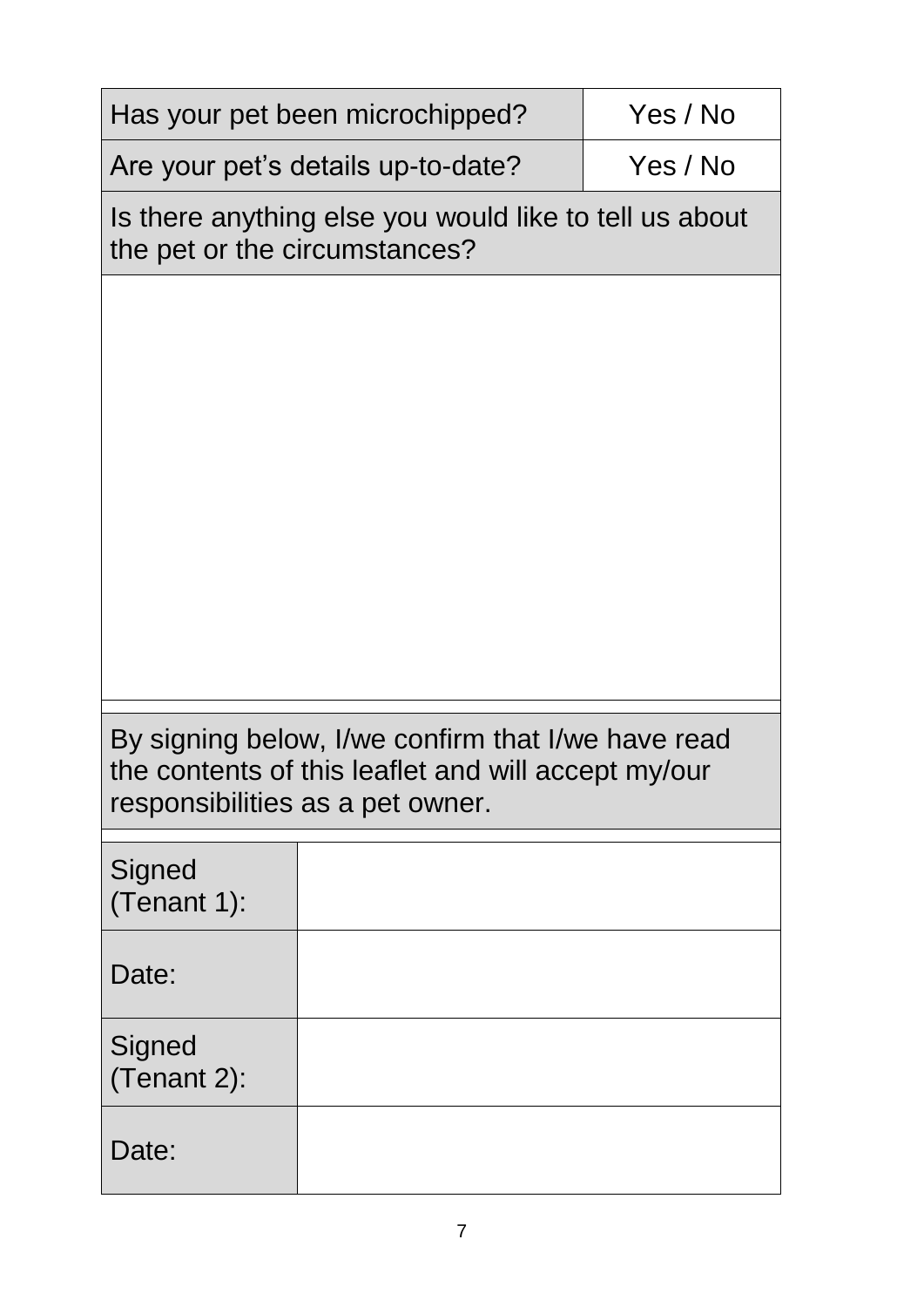| | |
|---|---|
| Has your pet been microchipped? | Yes / No |
| Are your pet's details up-to-date? | Yes / No |

| |
|---|
| Is there anything else you would like to tell us about the pet or the circumstances? |
| |

| |
|---|
| By signing below, I/we confirm that I/we have read the contents of this leaflet and will accept my/our responsibilities as a pet owner. |

| | |
|---|---|
| Signed (Tenant 1): | |
| Date: | |
| Signed (Tenant 2): | |
| Date: | |